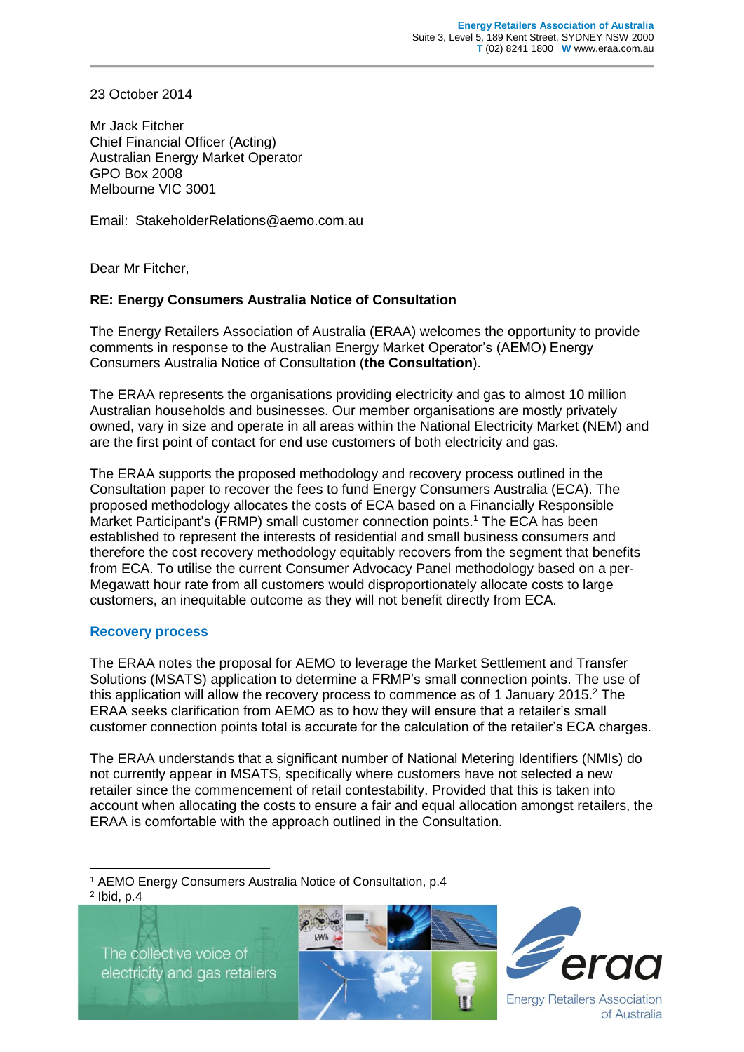**Energy Retailers Association of Australia**
Suite 3, Level 5, 189 Kent Street, SYDNEY NSW 2000
**T** (02) 8241 1800 **W** www.eraa.com.au

23 October 2014

Mr Jack Fitcher
Chief Financial Officer (Acting)
Australian Energy Market Operator
GPO Box 2008
Melbourne VIC 3001

Email: StakeholderRelations@aemo.com.au

Dear Mr Fitcher,

**RE: Energy Consumers Australia Notice of Consultation**

The Energy Retailers Association of Australia (ERAA) welcomes the opportunity to provide comments in response to the Australian Energy Market Operator's (AEMO) Energy Consumers Australia Notice of Consultation (**the Consultation**).

The ERAA represents the organisations providing electricity and gas to almost 10 million Australian households and businesses. Our member organisations are mostly privately owned, vary in size and operate in all areas within the National Electricity Market (NEM) and are the first point of contact for end use customers of both electricity and gas.

The ERAA supports the proposed methodology and recovery process outlined in the Consultation paper to recover the fees to fund Energy Consumers Australia (ECA). The proposed methodology allocates the costs of ECA based on a Financially Responsible Market Participant's (FRMP) small customer connection points.[1] The ECA has been established to represent the interests of residential and small business consumers and therefore the cost recovery methodology equitably recovers from the segment that benefits from ECA. To utilise the current Consumer Advocacy Panel methodology based on a per-Megawatt hour rate from all customers would disproportionately allocate costs to large customers, an inequitable outcome as they will not benefit directly from ECA.

## Recovery process

The ERAA notes the proposal for AEMO to leverage the Market Settlement and Transfer Solutions (MSATS) application to determine a FRMP's small connection points. The use of this application will allow the recovery process to commence as of 1 January 2015.[2] The ERAA seeks clarification from AEMO as to how they will ensure that a retailer's small customer connection points total is accurate for the calculation of the retailer's ECA charges.

The ERAA understands that a significant number of National Metering Identifiers (NMIs) do not currently appear in MSATS, specifically where customers have not selected a new retailer since the commencement of retail contestability. Provided that this is taken into account when allocating the costs to ensure a fair and equal allocation amongst retailers, the ERAA is comfortable with the approach outlined in the Consultation.

[1] AEMO Energy Consumers Australia Notice of Consultation, p.4
[2] Ibid, p.4

The collective voice of electricity and gas retailers

eraa Energy Retailers Association of Australia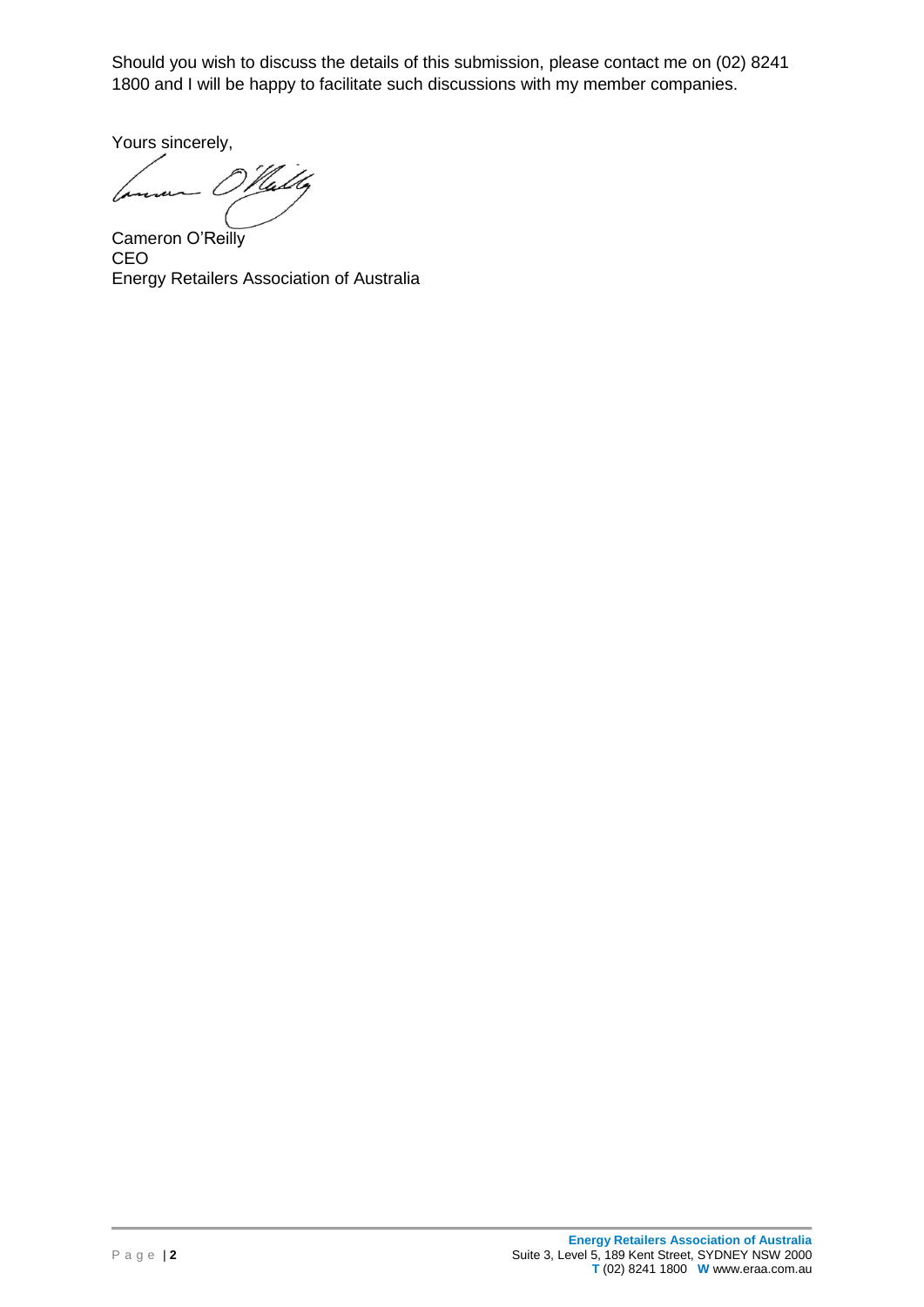Should you wish to discuss the details of this submission, please contact me on (02) 8241 1800 and I will be happy to facilitate such discussions with my member companies.

Yours sincerely,

Cameron O'Reilly
CEO
Energy Retailers Association of Australia